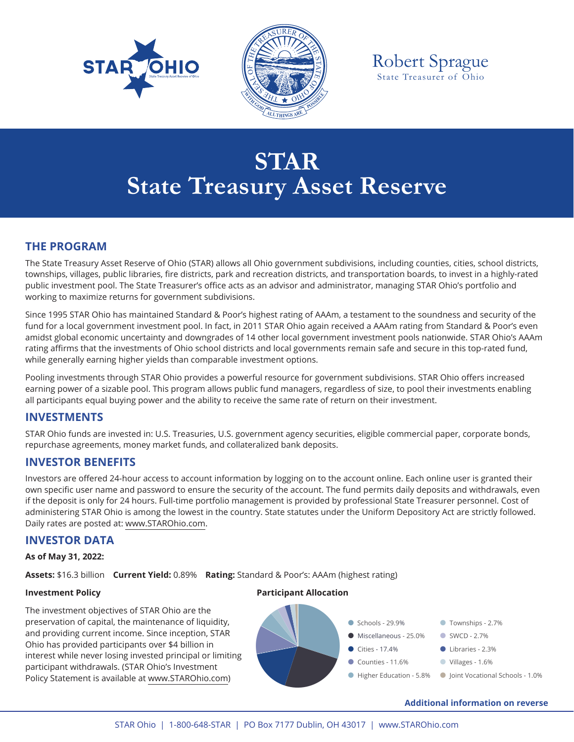# STAR
# State Treasury Asset Reserve

## THE PROGRAM

The State Treasury Asset Reserve of Ohio (STAR) allows all Ohio government subdivisions, including counties, cities, school districts, townships, villages, public libraries, fire districts, park and recreation districts, and transportation boards, to invest in a highly-rated public investment pool. The State Treasurer's office acts as an advisor and administrator, managing STAR Ohio's portfolio and working to maximize returns for government subdivisions.

Since 1995 STAR Ohio has maintained Standard & Poor's highest rating of AAAm, a testament to the soundness and security of the fund for a local government investment pool. In fact, in 2011 STAR Ohio again received a AAAm rating from Standard & Poor's even amidst global economic uncertainty and downgrades of 14 other local government investment pools nationwide. STAR Ohio's AAAm rating affirms that the investments of Ohio school districts and local governments remain safe and secure in this top-rated fund, while generally earning higher yields than comparable investment options.

Pooling investments through STAR Ohio provides a powerful resource for government subdivisions. STAR Ohio offers increased earning power of a sizable pool. This program allows public fund managers, regardless of size, to pool their investments enabling all participants equal buying power and the ability to receive the same rate of return on their investment.

## INVESTMENTS

STAR Ohio funds are invested in: U.S. Treasuries, U.S. government agency securities, eligible commercial paper, corporate bonds, repurchase agreements, money market funds, and collateralized bank deposits.

## INVESTOR BENEFITS

Investors are offered 24-hour access to account information by logging on to the account online. Each online user is granted their own specific user name and password to ensure the security of the account. The fund permits daily deposits and withdrawals, even if the deposit is only for 24 hours. Full-time portfolio management is provided by professional State Treasurer personnel. Cost of administering STAR Ohio is among the lowest in the country. State statutes under the Uniform Depository Act are strictly followed. Daily rates are posted at: www.STAROhio.com.

## INVESTOR DATA

**As of May 31, 2022:**

**Assets:** $16.3 billion **Current Yield:** 0.89% **Rating:** Standard & Poor's: AAAm (highest rating)

**Investment Policy**

The investment objectives of STAR Ohio are the preservation of capital, the maintenance of liquidity, and providing current income. Since inception, STAR Ohio has provided participants over $4 billion in interest while never losing invested principal or limiting participant withdrawals. (STAR Ohio's Investment Policy Statement is available at www.STAROhio.com)

**Participant Allocation**

- Schools - 29.9%
- Miscellaneous - 25.0%
- Cities - 17.4%
- Counties - 11.6%
- Higher Education - 5.8%
- Townships - 2.7%
- SWCD - 2.7%
- Libraries - 2.3%
- Villages - 1.6%
- Joint Vocational Schools - 1.0%

**Additional information on reverse**

STAR Ohio | 1-800-648-STAR | PO Box 7177 Dublin, OH 43017 | www.STAROhio.com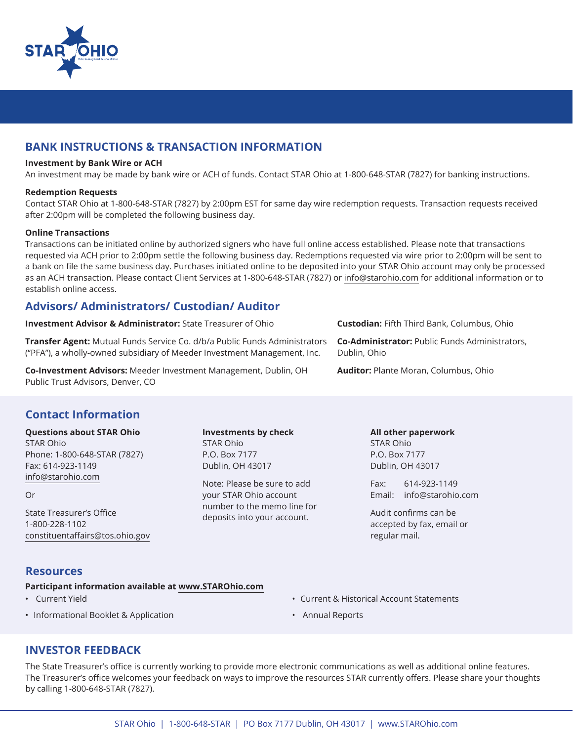## BANK INSTRUCTIONS & TRANSACTION INFORMATION

**Investment by Bank Wire or ACH**

An investment may be made by bank wire or ACH of funds. Contact STAR Ohio at 1-800-648-STAR (7827) for banking instructions.

**Redemption Requests**

Contact STAR Ohio at 1-800-648-STAR (7827) by 2:00pm EST for same day wire redemption requests. Transaction requests received after 2:00pm will be completed the following business day.

**Online Transactions**

Transactions can be initiated online by authorized signers who have full online access established. Please note that transactions requested via ACH prior to 2:00pm settle the following business day. Redemptions requested via wire prior to 2:00pm will be sent to a bank on file the same business day. Purchases initiated online to be deposited into your STAR Ohio account may only be processed as an ACH transaction. Please contact Client Services at 1-800-648-STAR (7827) or info@starohio.com for additional information or to establish online access.

## Advisors/ Administrators/ Custodian/ Auditor

**Investment Advisor & Administrator:** State Treasurer of Ohio

**Transfer Agent:** Mutual Funds Service Co. d/b/a Public Funds Administrators ("PFA"), a wholly-owned subsidiary of Meeder Investment Management, Inc.

**Co-Investment Advisors:** Meeder Investment Management, Dublin, OH
Public Trust Advisors, Denver, CO

**Custodian:** Fifth Third Bank, Columbus, Ohio

**Co-Administrator:** Public Funds Administrators, Dublin, Ohio

**Auditor:** Plante Moran, Columbus, Ohio

## Contact Information

**Questions about STAR Ohio**
STAR Ohio
Phone: 1-800-648-STAR (7827)
Fax: 614-923-1149
info@starohio.com

Or

State Treasurer's Office
1-800-228-1102
constituentaffairs@tos.ohio.gov

**Investments by check**
STAR Ohio
P.O. Box 7177
Dublin, OH 43017

Note: Please be sure to add your STAR Ohio account number to the memo line for deposits into your account.

**All other paperwork**
STAR Ohio
P.O. Box 7177
Dublin, OH 43017

Fax: 614-923-1149
Email: info@starohio.com

Audit confirms can be accepted by fax, email or regular mail.

## Resources

**Participant information available at www.STAROhio.com**

- Current Yield
- Informational Booklet & Application
- Current & Historical Account Statements
- Annual Reports

## INVESTOR FEEDBACK

The State Treasurer's office is currently working to provide more electronic communications as well as additional online features. The Treasurer's office welcomes your feedback on ways to improve the resources STAR currently offers. Please share your thoughts by calling 1-800-648-STAR (7827).

STAR Ohio | 1-800-648-STAR | PO Box 7177 Dublin, OH 43017 | www.STAROhio.com